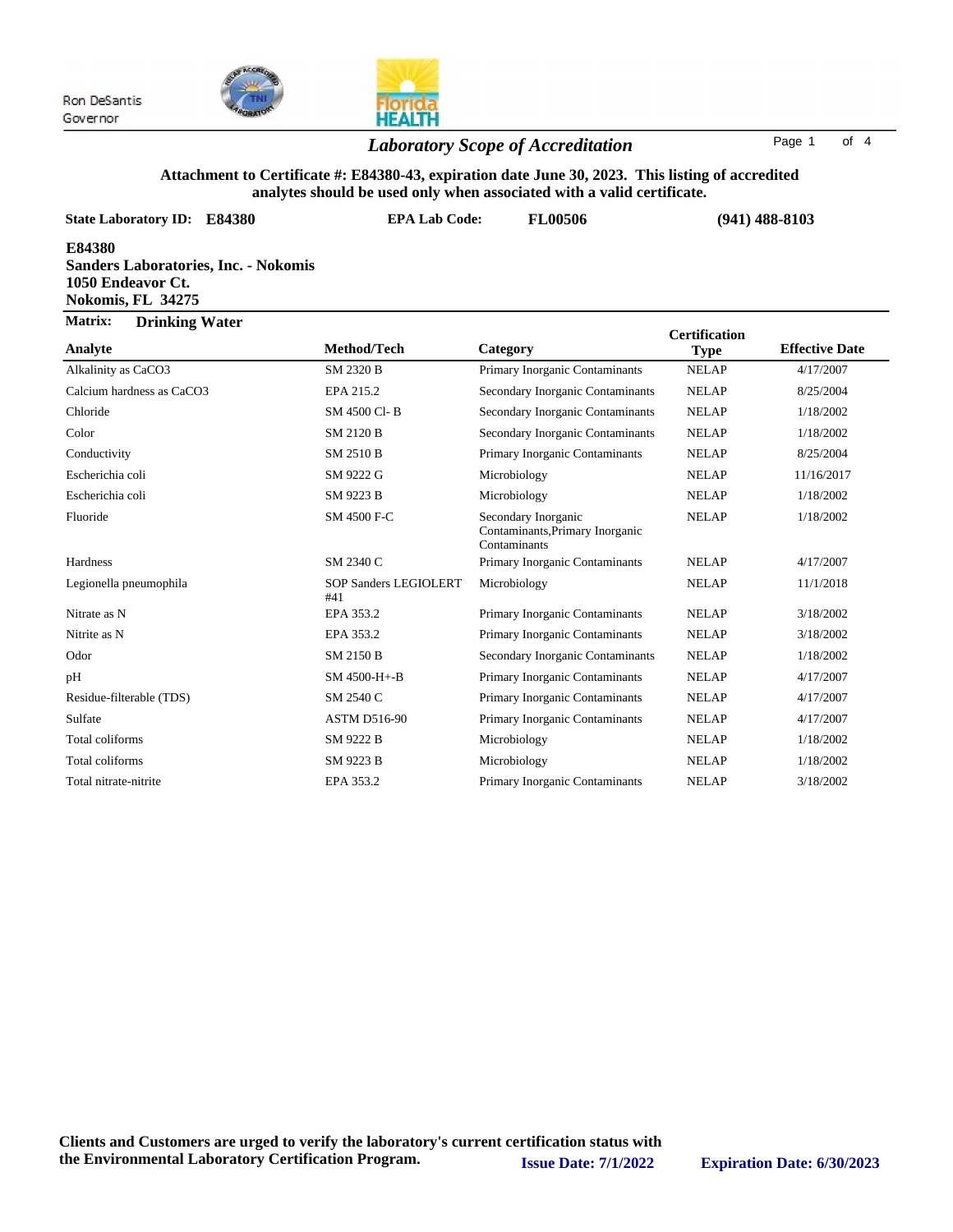Ron DeSantis
Governor

# *Laboratory Scope of Accreditation*

**Attachment to Certificate #: E84380-43, expiration date June 30, 2023. This listing of accredited analytes should be used only when associated with a valid certificate.**

**State Laboratory ID: E84380** | **EPA Lab Code: FL00506** | **(941) 488-8103**

**E84380**
**Sanders Laboratories, Inc. - Nokomis**
**1050 Endeavor Ct.**
**Nokomis, FL 34275**

**Matrix: Drinking Water**

| Analyte | Method/Tech | Category | Certification Type | Effective Date |
|---|---|---|---|---|
| Alkalinity as CaCO3 | SM 2320 B | Primary Inorganic Contaminants | NELAP | 4/17/2007 |
| Calcium hardness as CaCO3 | EPA 215.2 | Secondary Inorganic Contaminants | NELAP | 8/25/2004 |
| Chloride | SM 4500 Cl- B | Secondary Inorganic Contaminants | NELAP | 1/18/2002 |
| Color | SM 2120 B | Secondary Inorganic Contaminants | NELAP | 1/18/2002 |
| Conductivity | SM 2510 B | Primary Inorganic Contaminants | NELAP | 8/25/2004 |
| Escherichia coli | SM 9222 G | Microbiology | NELAP | 11/16/2017 |
| Escherichia coli | SM 9223 B | Microbiology | NELAP | 1/18/2002 |
| Fluoride | SM 4500 F-C | Secondary Inorganic Contaminants,Primary Inorganic Contaminants | NELAP | 1/18/2002 |
| Hardness | SM 2340 C | Primary Inorganic Contaminants | NELAP | 4/17/2007 |
| Legionella pneumophila | SOP Sanders LEGIOLERT #41 | Microbiology | NELAP | 11/1/2018 |
| Nitrate as N | EPA 353.2 | Primary Inorganic Contaminants | NELAP | 3/18/2002 |
| Nitrite as N | EPA 353.2 | Primary Inorganic Contaminants | NELAP | 3/18/2002 |
| Odor | SM 2150 B | Secondary Inorganic Contaminants | NELAP | 1/18/2002 |
| pH | SM 4500-H+-B | Primary Inorganic Contaminants | NELAP | 4/17/2007 |
| Residue-filterable (TDS) | SM 2540 C | Primary Inorganic Contaminants | NELAP | 4/17/2007 |
| Sulfate | ASTM D516-90 | Primary Inorganic Contaminants | NELAP | 4/17/2007 |
| Total coliforms | SM 9222 B | Microbiology | NELAP | 1/18/2002 |
| Total coliforms | SM 9223 B | Microbiology | NELAP | 1/18/2002 |
| Total nitrate-nitrite | EPA 353.2 | Primary Inorganic Contaminants | NELAP | 3/18/2002 |

**Clients and Customers are urged to verify the laboratory's current certification status with the Environmental Laboratory Certification Program.**

**Issue Date: 7/1/2022** **Expiration Date: 6/30/2023**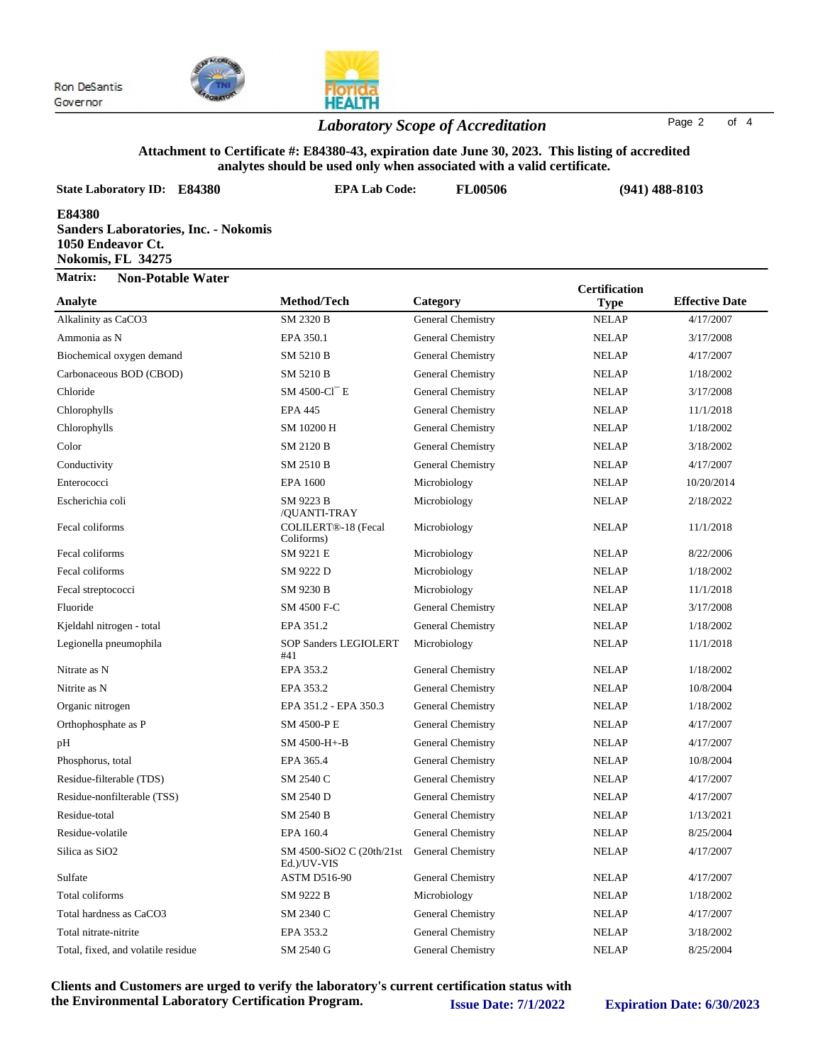Ron DeSantis
Governor

## *Laboratory Scope of Accreditation*

**Attachment to Certificate #: E84380-43, expiration date June 30, 2023. This listing of accredited analytes should be used only when associated with a valid certificate.**

**State Laboratory ID: E84380** **EPA Lab Code: FL00506** **(941) 488-8103**

**E84380**
**Sanders Laboratories, Inc. - Nokomis**
**1050 Endeavor Ct.**
**Nokomis, FL 34275**

**Matrix: Non-Potable Water**

| Analyte | Method/Tech | Category | Certification Type | Effective Date |
|---|---|---|---|---|
| Alkalinity as CaCO3 | SM 2320 B | General Chemistry | NELAP | 4/17/2007 |
| Ammonia as N | EPA 350.1 | General Chemistry | NELAP | 3/17/2008 |
| Biochemical oxygen demand | SM 5210 B | General Chemistry | NELAP | 4/17/2007 |
| Carbonaceous BOD (CBOD) | SM 5210 B | General Chemistry | NELAP | 1/18/2002 |
| Chloride | SM 4500-Cl⁻ E | General Chemistry | NELAP | 3/17/2008 |
| Chlorophylls | EPA 445 | General Chemistry | NELAP | 11/1/2018 |
| Chlorophylls | SM 10200 H | General Chemistry | NELAP | 1/18/2002 |
| Color | SM 2120 B | General Chemistry | NELAP | 3/18/2002 |
| Conductivity | SM 2510 B | General Chemistry | NELAP | 4/17/2007 |
| Enterococci | EPA 1600 | Microbiology | NELAP | 10/20/2014 |
| Escherichia coli | SM 9223 B /QUANTI-TRAY | Microbiology | NELAP | 2/18/2022 |
| Fecal coliforms | COLILERT®-18 (Fecal Coliforms) | Microbiology | NELAP | 11/1/2018 |
| Fecal coliforms | SM 9221 E | Microbiology | NELAP | 8/22/2006 |
| Fecal coliforms | SM 9222 D | Microbiology | NELAP | 1/18/2002 |
| Fecal streptococci | SM 9230 B | Microbiology | NELAP | 11/1/2018 |
| Fluoride | SM 4500 F-C | General Chemistry | NELAP | 3/17/2008 |
| Kjeldahl nitrogen - total | EPA 351.2 | General Chemistry | NELAP | 1/18/2002 |
| Legionella pneumophila | SOP Sanders LEGIOLERT #41 | Microbiology | NELAP | 11/1/2018 |
| Nitrate as N | EPA 353.2 | General Chemistry | NELAP | 1/18/2002 |
| Nitrite as N | EPA 353.2 | General Chemistry | NELAP | 10/8/2004 |
| Organic nitrogen | EPA 351.2 - EPA 350.3 | General Chemistry | NELAP | 1/18/2002 |
| Orthophosphate as P | SM 4500-P E | General Chemistry | NELAP | 4/17/2007 |
| pH | SM 4500-H+-B | General Chemistry | NELAP | 4/17/2007 |
| Phosphorus, total | EPA 365.4 | General Chemistry | NELAP | 10/8/2004 |
| Residue-filterable (TDS) | SM 2540 C | General Chemistry | NELAP | 4/17/2007 |
| Residue-nonfilterable (TSS) | SM 2540 D | General Chemistry | NELAP | 4/17/2007 |
| Residue-total | SM 2540 B | General Chemistry | NELAP | 1/13/2021 |
| Residue-volatile | EPA 160.4 | General Chemistry | NELAP | 8/25/2004 |
| Silica as SiO2 | SM 4500-SiO2 C (20th/21st Ed.)/UV-VIS | General Chemistry | NELAP | 4/17/2007 |
| Sulfate | ASTM D516-90 | General Chemistry | NELAP | 4/17/2007 |
| Total coliforms | SM 9222 B | Microbiology | NELAP | 1/18/2002 |
| Total hardness as CaCO3 | SM 2340 C | General Chemistry | NELAP | 4/17/2007 |
| Total nitrate-nitrite | EPA 353.2 | General Chemistry | NELAP | 3/18/2002 |
| Total, fixed, and volatile residue | SM 2540 G | General Chemistry | NELAP | 8/25/2004 |

**Clients and Customers are urged to verify the laboratory's current certification status with the Environmental Laboratory Certification Program.** **Issue Date: 7/1/2022** **Expiration Date: 6/30/2023**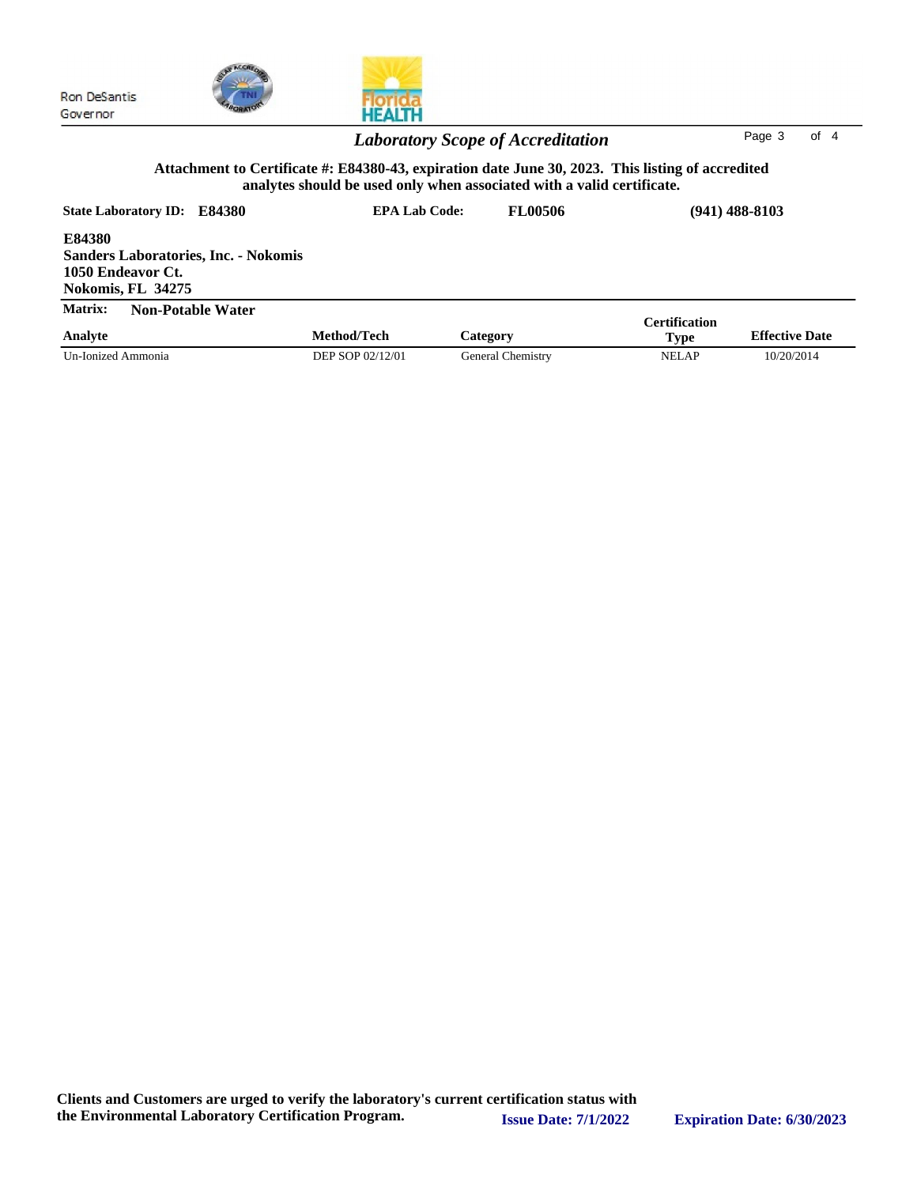Ron DeSantis
Governor

## *Laboratory Scope of Accreditation*

**Attachment to Certificate #: E84380-43, expiration date June 30, 2023. This listing of accredited analytes should be used only when associated with a valid certificate.**

**State Laboratory ID: E84380** **EPA Lab Code: FL00506** **(941) 488-8103**

**E84380**
**Sanders Laboratories, Inc. - Nokomis**
**1050 Endeavor Ct.**
**Nokomis, FL 34275**

**Matrix: Non-Potable Water**

| Analyte | Method/Tech | Category | Certification Type | Effective Date |
|---|---|---|---|---|
| Un-Ionized Ammonia | DEP SOP 02/12/01 | General Chemistry | NELAP | 10/20/2014 |

**Clients and Customers are urged to verify the laboratory's current certification status with the Environmental Laboratory Certification Program.** **Issue Date: 7/1/2022** **Expiration Date: 6/30/2023**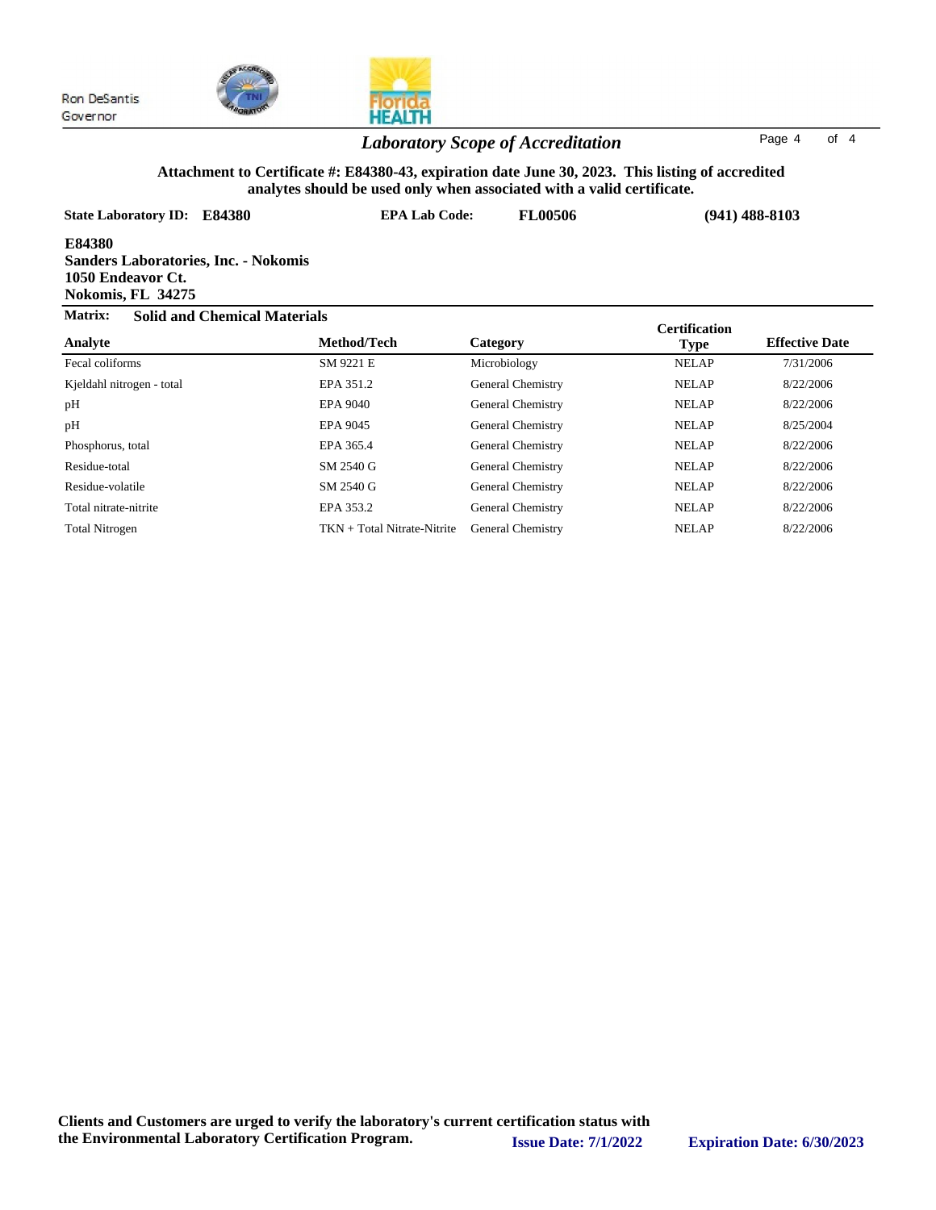Ron DeSantis
Governor

## *Laboratory Scope of Accreditation*

**Attachment to Certificate #: E84380-43, expiration date June 30, 2023. This listing of accredited analytes should be used only when associated with a valid certificate.**

**State Laboratory ID: E84380** **EPA Lab Code: FL00506** **(941) 488-8103**

**E84380**
**Sanders Laboratories, Inc. - Nokomis**
**1050 Endeavor Ct.**
**Nokomis, FL 34275**

**Matrix: Solid and Chemical Materials**

| Analyte | Method/Tech | Category | Certification Type | Effective Date |
|---|---|---|---|---|
| Fecal coliforms | SM 9221 E | Microbiology | NELAP | 7/31/2006 |
| Kjeldahl nitrogen - total | EPA 351.2 | General Chemistry | NELAP | 8/22/2006 |
| pH | EPA 9040 | General Chemistry | NELAP | 8/22/2006 |
| pH | EPA 9045 | General Chemistry | NELAP | 8/25/2004 |
| Phosphorus, total | EPA 365.4 | General Chemistry | NELAP | 8/22/2006 |
| Residue-total | SM 2540 G | General Chemistry | NELAP | 8/22/2006 |
| Residue-volatile | SM 2540 G | General Chemistry | NELAP | 8/22/2006 |
| Total nitrate-nitrite | EPA 353.2 | General Chemistry | NELAP | 8/22/2006 |
| Total Nitrogen | TKN + Total Nitrate-Nitrite | General Chemistry | NELAP | 8/22/2006 |

**Clients and Customers are urged to verify the laboratory's current certification status with the Environmental Laboratory Certification Program.** **Issue Date: 7/1/2022** **Expiration Date: 6/30/2023**